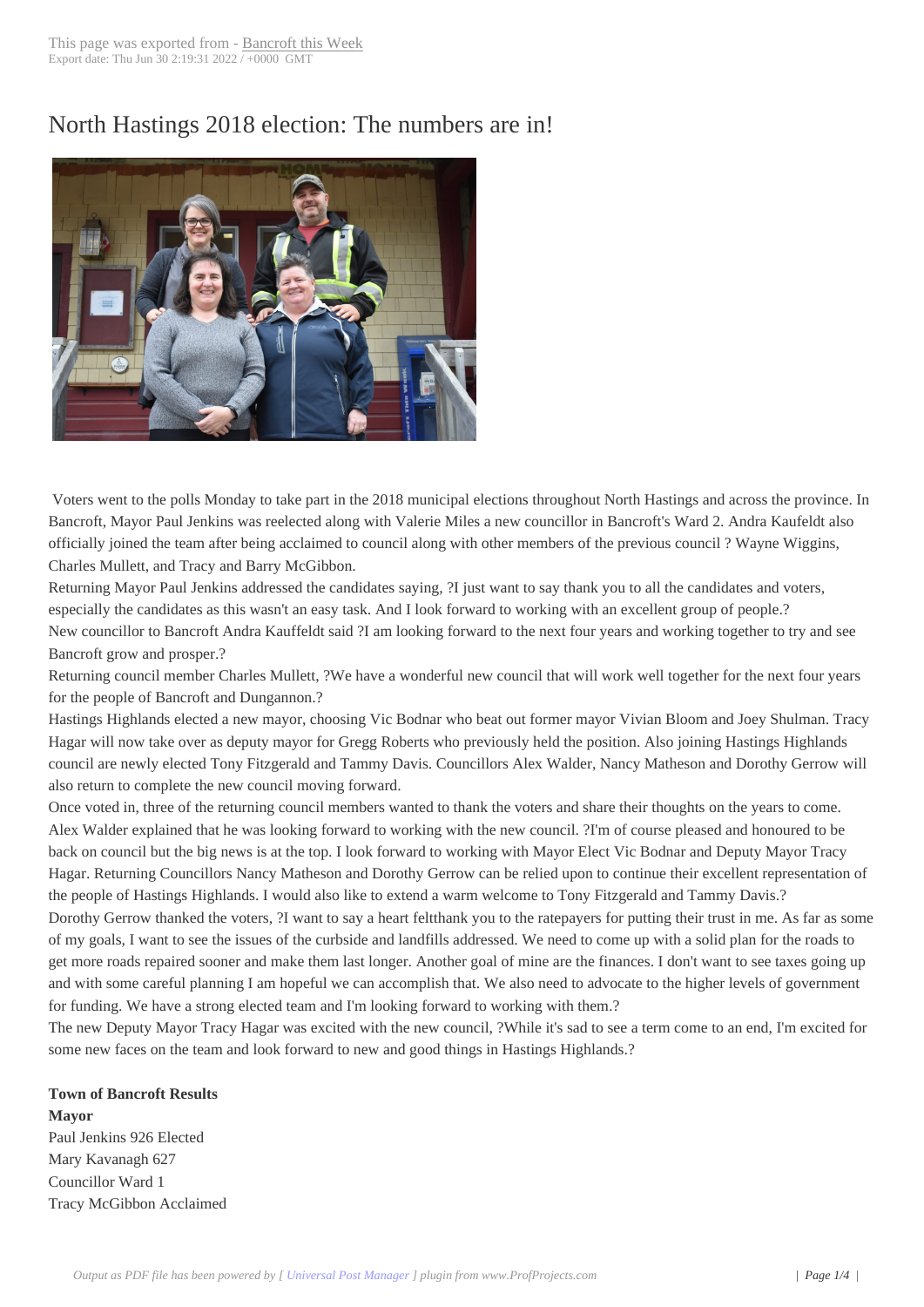# North Hastings 2018 election: The numbers are in!

Voters went to the polls Monday to take part in the 2018 municipal elections throughout North Hastings and across the province. In Bancroft, Mayor Paul Jenkins was reelected along with Valerie Miles a new councillor in Bancroft's Ward 2. Andra Kaufeldt also officially joined the team after being acclaimed to council along with other members of the previous council ? Wayne Wiggins, Charles Mullett, and Tracy and Barry McGibbon.

Returning Mayor Paul Jenkins addressed the candidates saying, ?I just want to say thank you to all the candidates and voters, especially the candidates as this wasn't an easy task. And I look forward to working with an excellent group of people.?

New councillor to Bancroft Andra Kauffeldt said ?I am looking forward to the next four years and working together to try and see Bancroft grow and prosper.?

Returning council member Charles Mullett, ?We have a wonderful new council that will work well together for the next four years for the people of Bancroft and Dungannon.?

Hastings Highlands elected a new mayor, choosing Vic Bodnar who beat out former mayor Vivian Bloom and Joey Shulman. Tracy Hagar will now take over as deputy mayor for Gregg Roberts who previously held the position. Also joining Hastings Highlands council are newly elected Tony Fitzgerald and Tammy Davis. Councillors Alex Walder, Nancy Matheson and Dorothy Gerrow will also return to complete the new council moving forward.

Once voted in, three of the returning council members wanted to thank the voters and share their thoughts on the years to come. Alex Walder explained that he was looking forward to working with the new council. ?I'm of course pleased and honoured to be back on council but the big news is at the top. I look forward to working with Mayor Elect Vic Bodnar and Deputy Mayor Tracy Hagar. Returning Councillors Nancy Matheson and Dorothy Gerrow can be relied upon to continue their excellent representation of the people of Hastings Highlands. I would also like to extend a warm welcome to Tony Fitzgerald and Tammy Davis.?

Dorothy Gerrow thanked the voters, ?I want to say a heart feltthank you to the ratepayers for putting their trust in me. As far as some of my goals, I want to see the issues of the curbside and landfills addressed. We need to come up with a solid plan for the roads to get more roads repaired sooner and make them last longer. Another goal of mine are the finances. I don't want to see taxes going up and with some careful planning I am hopeful we can accomplish that. We also need to advocate to the higher levels of government for funding. We have a strong elected team and I'm looking forward to working with them.?

The new Deputy Mayor Tracy Hagar was excited with the new council, ?While it's sad to see a term come to an end, I'm excited for some new faces on the team and look forward to new and good things in Hastings Highlands.?

**Town of Bancroft Results**

**Mayor**

Paul Jenkins 926 Elected

Mary Kavanagh 627

Councillor Ward 1

Tracy McGibbon Acclaimed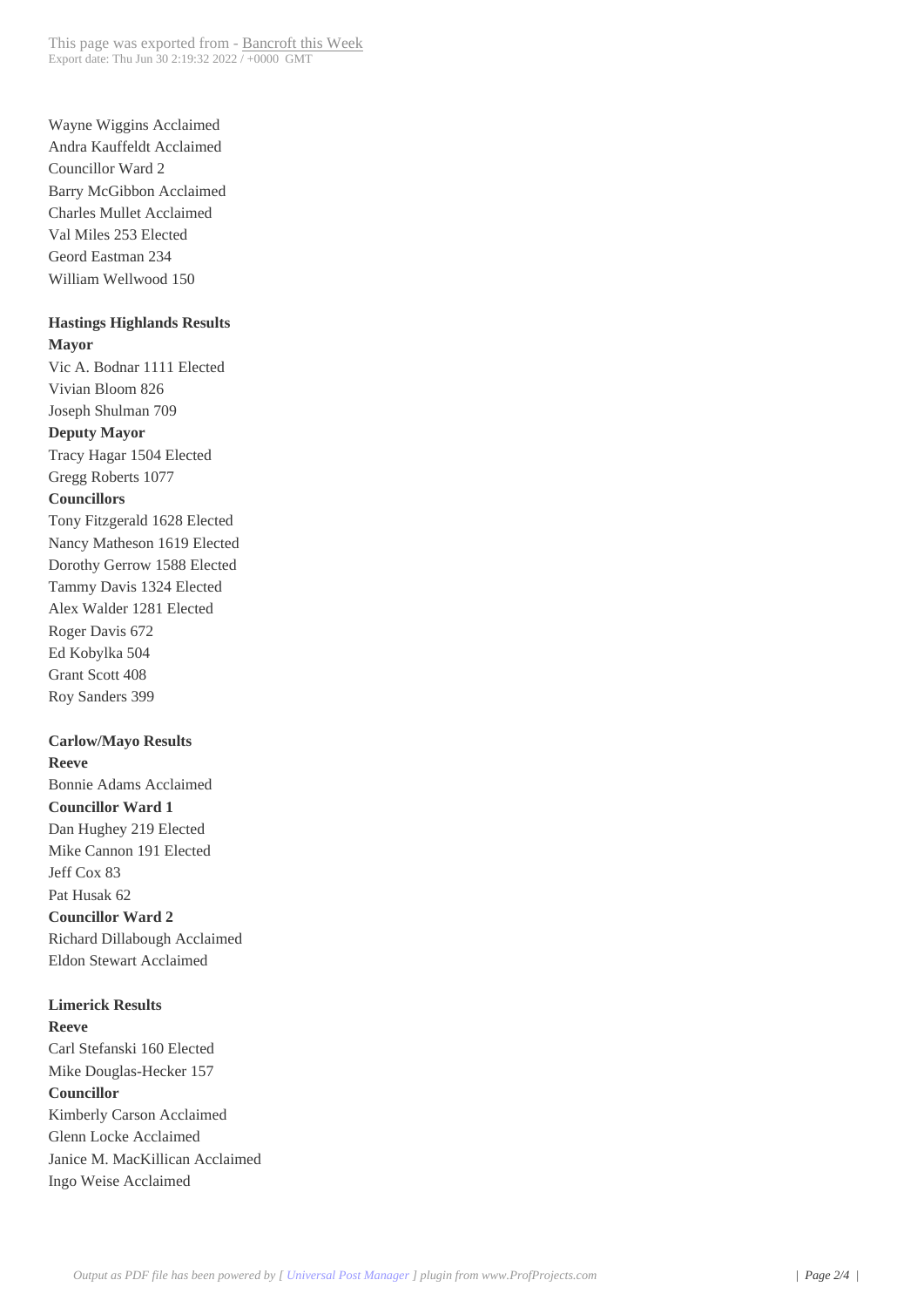Wayne Wiggins Acclaimed
Andra Kauffeldt Acclaimed
Councillor Ward 2
Barry McGibbon Acclaimed
Charles Mullet Acclaimed
Val Miles 253 Elected
Geord Eastman 234
William Wellwood 150

**Hastings Highlands Results**
**Mayor**
Vic A. Bodnar 1111 Elected
Vivian Bloom 826
Joseph Shulman 709
**Deputy Mayor**
Tracy Hagar 1504 Elected
Gregg Roberts 1077
**Councillors**
Tony Fitzgerald 1628 Elected
Nancy Matheson 1619 Elected
Dorothy Gerrow 1588 Elected
Tammy Davis 1324 Elected
Alex Walder 1281 Elected
Roger Davis 672
Ed Kobylka 504
Grant Scott 408
Roy Sanders 399

**Carlow/Mayo Results**
**Reeve**
Bonnie Adams Acclaimed
**Councillor Ward 1**
Dan Hughey 219 Elected
Mike Cannon 191 Elected
Jeff Cox 83
Pat Husak 62
**Councillor Ward 2**
Richard Dillabough Acclaimed
Eldon Stewart Acclaimed

**Limerick Results**
**Reeve**
Carl Stefanski 160 Elected
Mike Douglas-Hecker 157
**Councillor**
Kimberly Carson Acclaimed
Glenn Locke Acclaimed
Janice M. MacKillican Acclaimed
Ingo Weise Acclaimed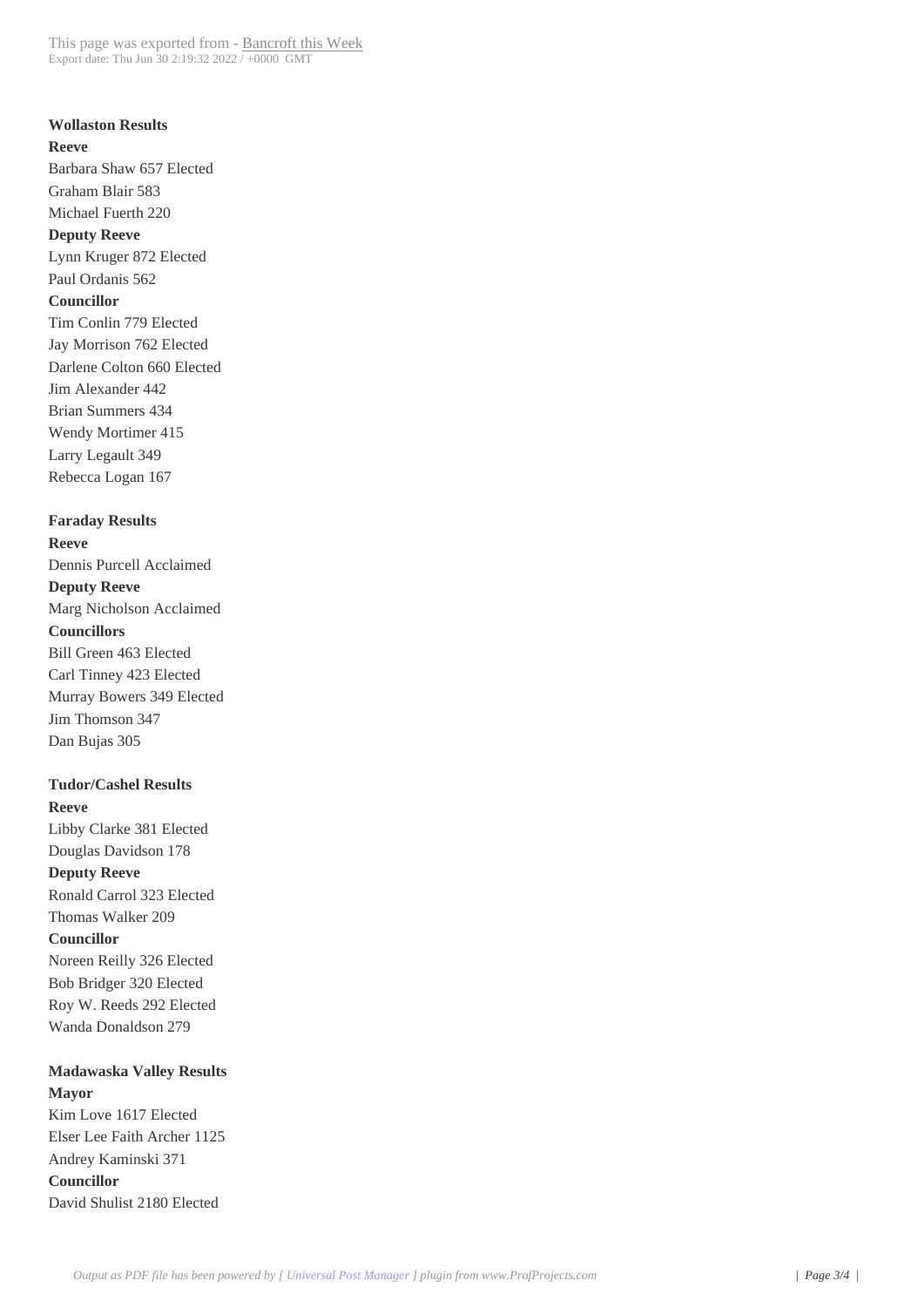**Wollaston Results**

**Reeve**

Barbara Shaw 657 Elected
Graham Blair 583
Michael Fuerth 220

**Deputy Reeve**

Lynn Kruger 872 Elected
Paul Ordanis 562

**Councillor**

Tim Conlin 779 Elected
Jay Morrison 762 Elected
Darlene Colton 660 Elected
Jim Alexander 442
Brian Summers 434
Wendy Mortimer 415
Larry Legault 349
Rebecca Logan 167

**Faraday Results**

**Reeve**

Dennis Purcell Acclaimed

**Deputy Reeve**

Marg Nicholson Acclaimed

**Councillors**

Bill Green 463 Elected
Carl Tinney 423 Elected
Murray Bowers 349 Elected
Jim Thomson 347
Dan Bujas 305

**Tudor/Cashel Results**

**Reeve**

Libby Clarke 381 Elected
Douglas Davidson 178

**Deputy Reeve**

Ronald Carrol 323 Elected
Thomas Walker 209

**Councillor**

Noreen Reilly 326 Elected
Bob Bridger 320 Elected
Roy W. Reeds 292 Elected
Wanda Donaldson 279

**Madawaska Valley Results**

**Mayor**

Kim Love 1617 Elected
Elser Lee Faith Archer 1125
Andrey Kaminski 371

**Councillor**

David Shulist 2180 Elected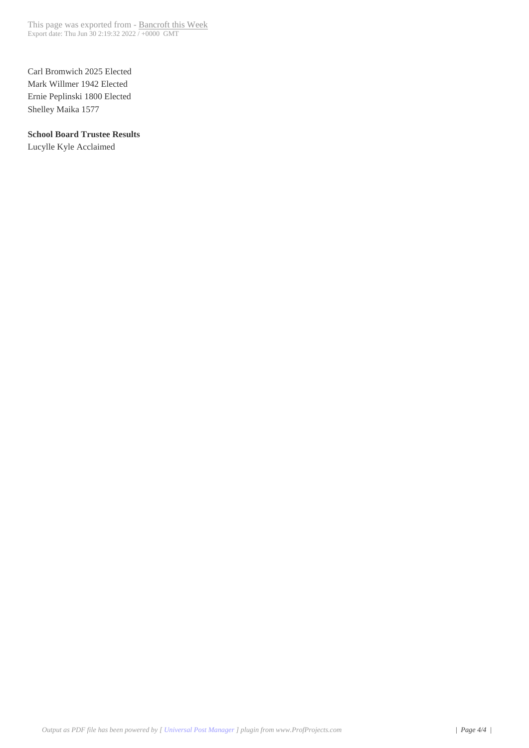Carl Bromwich 2025 Elected
Mark Willmer 1942 Elected
Ernie Peplinski 1800 Elected
Shelley Maika 1577

**School Board Trustee Results**
Lucylle Kyle Acclaimed